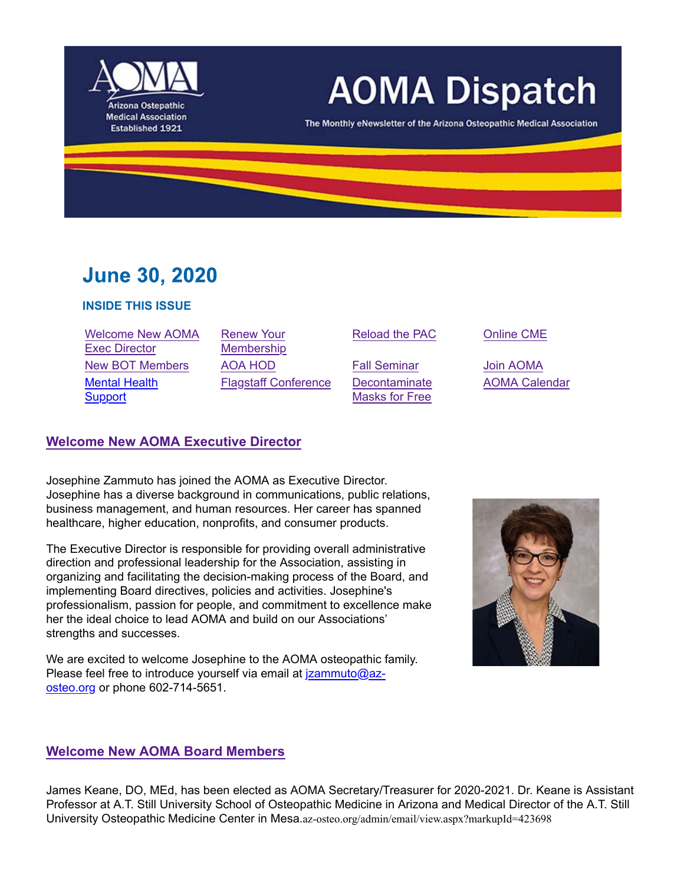# AOMA Dispatch

Arizona Osteopathic Medical Association
Established 1921

The Monthly eNewsletter of the Arizona Osteopathic Medical Association

## June 30, 2020

### INSIDE THIS ISSUE

| | | | |
|---|---|---|---|
| Welcome New AOMA Exec Director | Renew Your Membership | Reload the PAC | Online CME |
| New BOT Members | AOA HOD | Fall Seminar | Join AOMA |
| Mental Health Support | Flagstaff Conference | Decontaminate Masks for Free | AOMA Calendar |

## Welcome New AOMA Executive Director

Josephine Zammuto has joined the AOMA as Executive Director. Josephine has a diverse background in communications, public relations, business management, and human resources. Her career has spanned healthcare, higher education, nonprofits, and consumer products.

The Executive Director is responsible for providing overall administrative direction and professional leadership for the Association, assisting in organizing and facilitating the decision-making process of the Board, and implementing Board directives, policies and activities. Josephine's professionalism, passion for people, and commitment to excellence make her the ideal choice to lead AOMA and build on our Associations' strengths and successes.

We are excited to welcome Josephine to the AOMA osteopathic family. Please feel free to introduce yourself via email at jzammuto@az-osteo.org or phone 602-714-5651.

## Welcome New AOMA Board Members

James Keane, DO, MEd, has been elected as AOMA Secretary/Treasurer for 2020-2021. Dr. Keane is Assistant Professor at A.T. Still University School of Osteopathic Medicine in Arizona and Medical Director of the A.T. Still University Osteopathic Medicine Center in Mesa.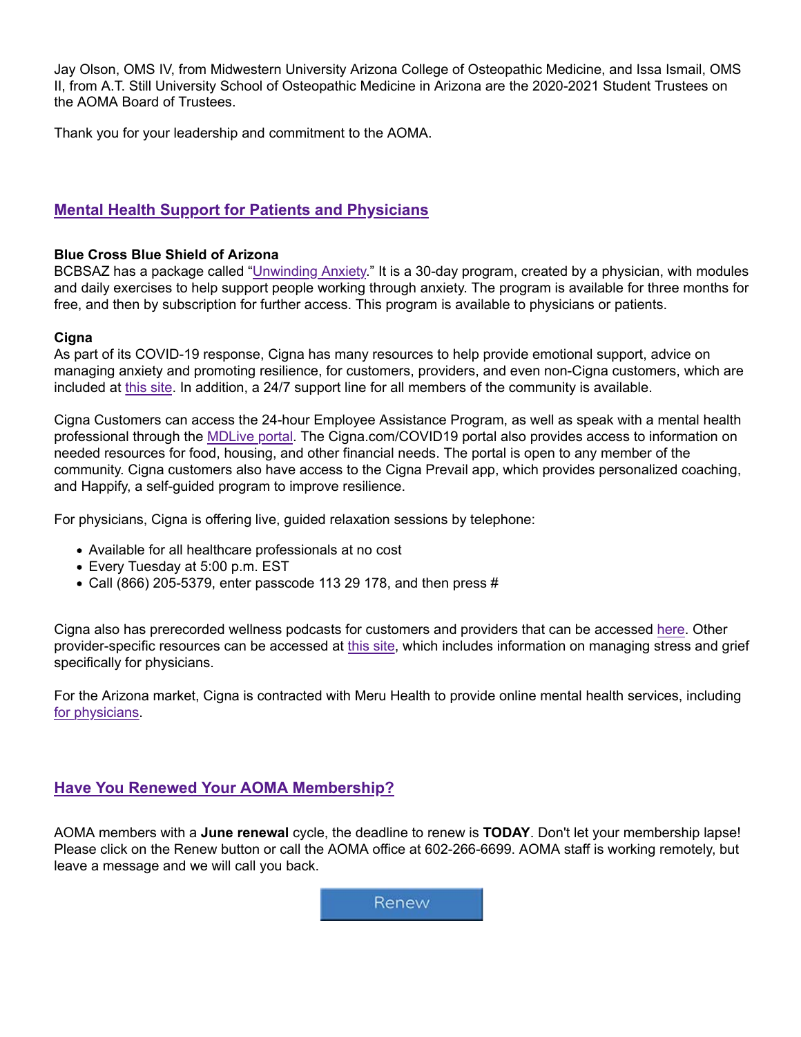Jay Olson, OMS IV, from Midwestern University Arizona College of Osteopathic Medicine, and Issa Ismail, OMS II, from A.T. Still University School of Osteopathic Medicine in Arizona are the 2020-2021 Student Trustees on the AOMA Board of Trustees.

Thank you for your leadership and commitment to the AOMA.

## Mental Health Support for Patients and Physicians

**Blue Cross Blue Shield of Arizona**
BCBSAZ has a package called "Unwinding Anxiety." It is a 30-day program, created by a physician, with modules and daily exercises to help support people working through anxiety. The program is available for three months for free, and then by subscription for further access. This program is available to physicians or patients.

**Cigna**
As part of its COVID-19 response, Cigna has many resources to help provide emotional support, advice on managing anxiety and promoting resilience, for customers, providers, and even non-Cigna customers, which are included at this site. In addition, a 24/7 support line for all members of the community is available.

Cigna Customers can access the 24-hour Employee Assistance Program, as well as speak with a mental health professional through the MDLive portal. The Cigna.com/COVID19 portal also provides access to information on needed resources for food, housing, and other financial needs. The portal is open to any member of the community. Cigna customers also have access to the Cigna Prevail app, which provides personalized coaching, and Happify, a self-guided program to improve resilience.

For physicians, Cigna is offering live, guided relaxation sessions by telephone:

- Available for all healthcare professionals at no cost
- Every Tuesday at 5:00 p.m. EST
- Call (866) 205-5379, enter passcode 113 29 178, and then press #

Cigna also has prerecorded wellness podcasts for customers and providers that can be accessed here. Other provider-specific resources can be accessed at this site, which includes information on managing stress and grief specifically for physicians.

For the Arizona market, Cigna is contracted with Meru Health to provide online mental health services, including for physicians.

## Have You Renewed Your AOMA Membership?

AOMA members with a **June renewal** cycle, the deadline to renew is **TODAY**. Don't let your membership lapse! Please click on the Renew button or call the AOMA office at 602-266-6699. AOMA staff is working remotely, but leave a message and we will call you back.

Renew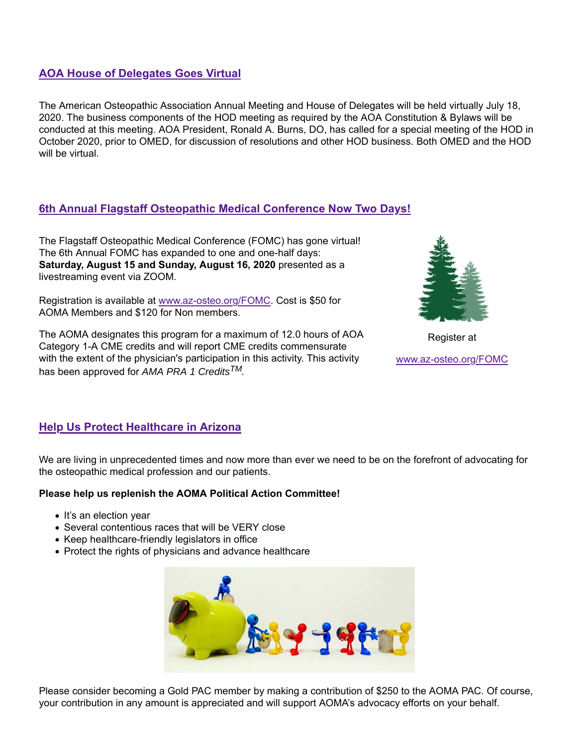## AOA House of Delegates Goes Virtual

The American Osteopathic Association Annual Meeting and House of Delegates will be held virtually July 18, 2020. The business components of the HOD meeting as required by the AOA Constitution & Bylaws will be conducted at this meeting. AOA President, Ronald A. Burns, DO, has called for a special meeting of the HOD in October 2020, prior to OMED, for discussion of resolutions and other HOD business. Both OMED and the HOD will be virtual.

## 6th Annual Flagstaff Osteopathic Medical Conference Now Two Days!

The Flagstaff Osteopathic Medical Conference (FOMC) has gone virtual! The 6th Annual FOMC has expanded to one and one-half days: **Saturday, August 15 and Sunday, August 16, 2020** presented as a livestreaming event via ZOOM.

Registration is available at www.az-osteo.org/FOMC. Cost is $50 for AOMA Members and $120 for Non members.

The AOMA designates this program for a maximum of 12.0 hours of AOA Category 1-A CME credits and will report CME credits commensurate with the extent of the physician's participation in this activity. This activity has been approved for *AMA PRA 1 Credits*™.

Register at

www.az-osteo.org/FOMC

## Help Us Protect Healthcare in Arizona

We are living in unprecedented times and now more than ever we need to be on the forefront of advocating for the osteopathic medical profession and our patients.

**Please help us replenish the AOMA Political Action Committee!**

- It's an election year
- Several contentious races that will be VERY close
- Keep healthcare-friendly legislators in office
- Protect the rights of physicians and advance healthcare

Please consider becoming a Gold PAC member by making a contribution of $250 to the AOMA PAC. Of course, your contribution in any amount is appreciated and will support AOMA's advocacy efforts on your behalf.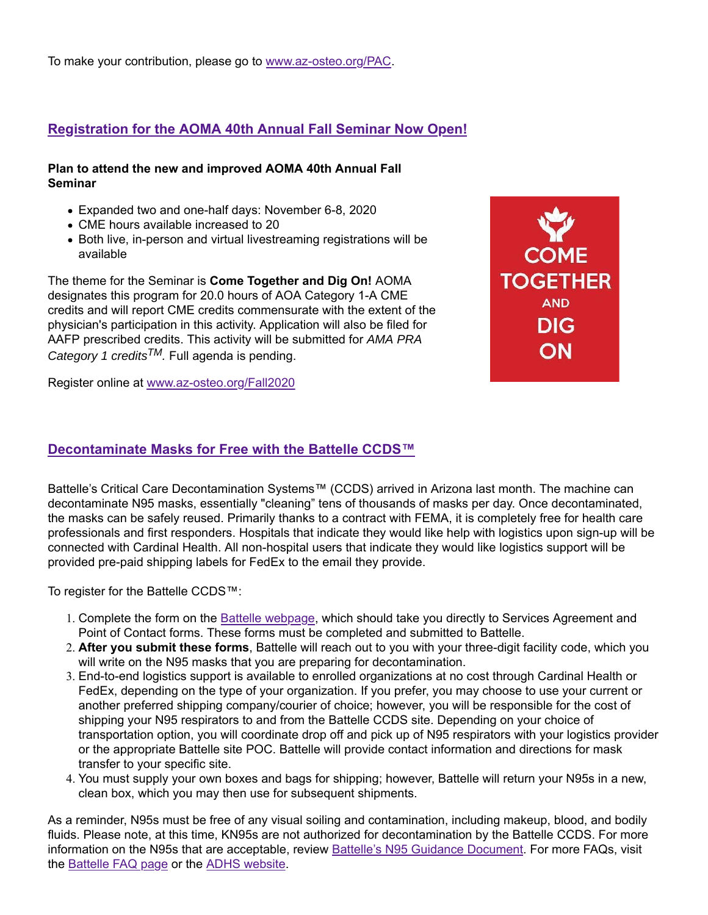To make your contribution, please go to www.az-osteo.org/PAC.

## Registration for the AOMA 40th Annual Fall Seminar Now Open!

**Plan to attend the new and improved AOMA 40th Annual Fall Seminar**

- Expanded two and one-half days: November 6-8, 2020
- CME hours available increased to 20
- Both live, in-person and virtual livestreaming registrations will be available

The theme for the Seminar is **Come Together and Dig On!** AOMA designates this program for 20.0 hours of AOA Category 1-A CME credits and will report CME credits commensurate with the extent of the physician's participation in this activity. Application will also be filed for AAFP prescribed credits. This activity will be submitted for *AMA PRA Category 1 credits™.* Full agenda is pending.

Register online at www.az-osteo.org/Fall2020

COME TOGETHER AND DIG ON

## Decontaminate Masks for Free with the Battelle CCDS™

Battelle's Critical Care Decontamination Systems™ (CCDS) arrived in Arizona last month. The machine can decontaminate N95 masks, essentially "cleaning" tens of thousands of masks per day. Once decontaminated, the masks can be safely reused. Primarily thanks to a contract with FEMA, it is completely free for health care professionals and first responders. Hospitals that indicate they would like help with logistics upon sign-up will be connected with Cardinal Health. All non-hospital users that indicate they would like logistics support will be provided pre-paid shipping labels for FedEx to the email they provide.

To register for the Battelle CCDS™:

1. Complete the form on the Battelle webpage, which should take you directly to Services Agreement and Point of Contact forms. These forms must be completed and submitted to Battelle.
2. **After you submit these forms**, Battelle will reach out to you with your three-digit facility code, which you will write on the N95 masks that you are preparing for decontamination.
3. End-to-end logistics support is available to enrolled organizations at no cost through Cardinal Health or FedEx, depending on the type of your organization. If you prefer, you may choose to use your current or another preferred shipping company/courier of choice; however, you will be responsible for the cost of shipping your N95 respirators to and from the Battelle CCDS site. Depending on your choice of transportation option, you will coordinate drop off and pick up of N95 respirators with your logistics provider or the appropriate Battelle site POC. Battelle will provide contact information and directions for mask transfer to your specific site.
4. You must supply your own boxes and bags for shipping; however, Battelle will return your N95s in a new, clean box, which you may then use for subsequent shipments.

As a reminder, N95s must be free of any visual soiling and contamination, including makeup, blood, and bodily fluids. Please note, at this time, KN95s are not authorized for decontamination by the Battelle CCDS. For more information on the N95s that are acceptable, review Battelle's N95 Guidance Document. For more FAQs, visit the Battelle FAQ page or the ADHS website.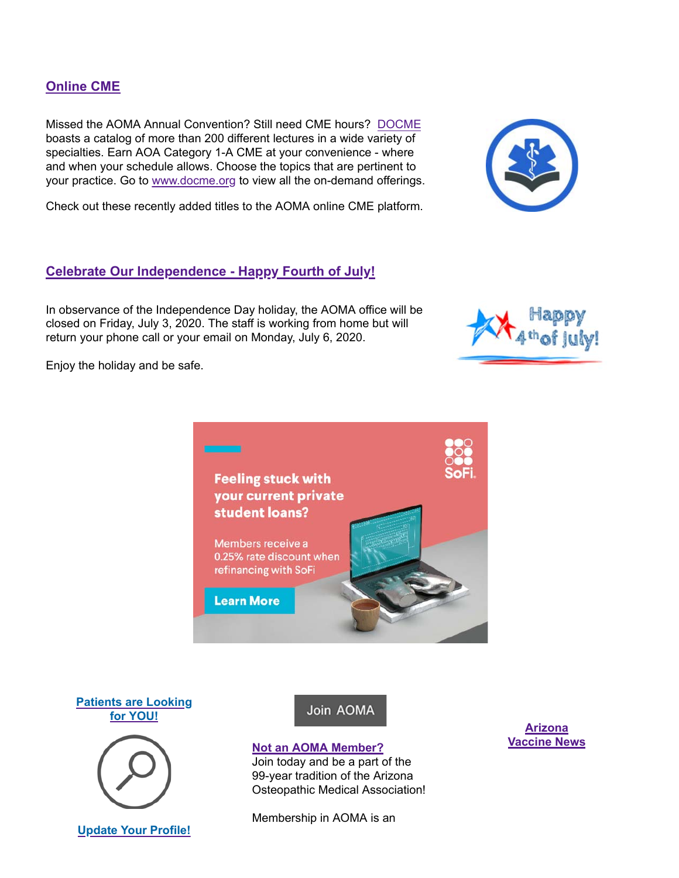## Online CME

Missed the AOMA Annual Convention? Still need CME hours? DOCME boasts a catalog of more than 200 different lectures in a wide variety of specialties. Earn AOA Category 1-A CME at your convenience - where and when your schedule allows. Choose the topics that are pertinent to your practice. Go to www.docme.org to view all the on-demand offerings.

Check out these recently added titles to the AOMA online CME platform.

## Celebrate Our Independence - Happy Fourth of July!

In observance of the Independence Day holiday, the AOMA office will be closed on Friday, July 3, 2020. The staff is working from home but will return your phone call or your email on Monday, July 6, 2020.

Enjoy the holiday and be safe.

Feeling stuck with your current private student loans?

Members receive a 0.25% rate discount when refinancing with SoFi

Learn More

**Patients are Looking for YOU!**

**Update Your Profile!**

Join AOMA

**Not an AOMA Member?**
Join today and be a part of the 99-year tradition of the Arizona Osteopathic Medical Association!

Membership in AOMA is an

**Arizona Vaccine News**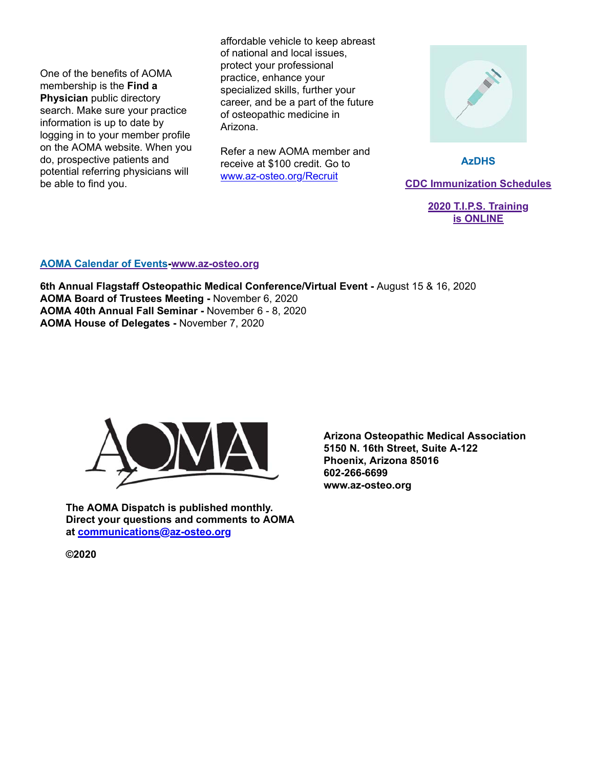One of the benefits of AOMA membership is the **Find a Physician** public directory search. Make sure your practice information is up to date by logging in to your member profile on the AOMA website. When you do, prospective patients and potential referring physicians will be able to find you.

affordable vehicle to keep abreast of national and local issues, protect your professional practice, enhance your specialized skills, further your career, and be a part of the future of osteopathic medicine in Arizona.

Refer a new AOMA member and receive at $100 credit. Go to www.az-osteo.org/Recruit

**AzDHS**

**CDC Immunization Schedules**

**2020 T.I.P.S. Training is ONLINE**

**AOMA Calendar of Events-www.az-osteo.org**

**6th Annual Flagstaff Osteopathic Medical Conference/Virtual Event -** August 15 & 16, 2020
**AOMA Board of Trustees Meeting -** November 6, 2020
**AOMA 40th Annual Fall Seminar -** November 6 - 8, 2020
**AOMA House of Delegates -** November 7, 2020

**Arizona Osteopathic Medical Association**
**5150 N. 16th Street, Suite A-122**
**Phoenix, Arizona 85016**
**602-266-6699**
**www.az-osteo.org**

**The AOMA Dispatch is published monthly.**
**Direct your questions and comments to AOMA at communications@az-osteo.org**

**©2020**